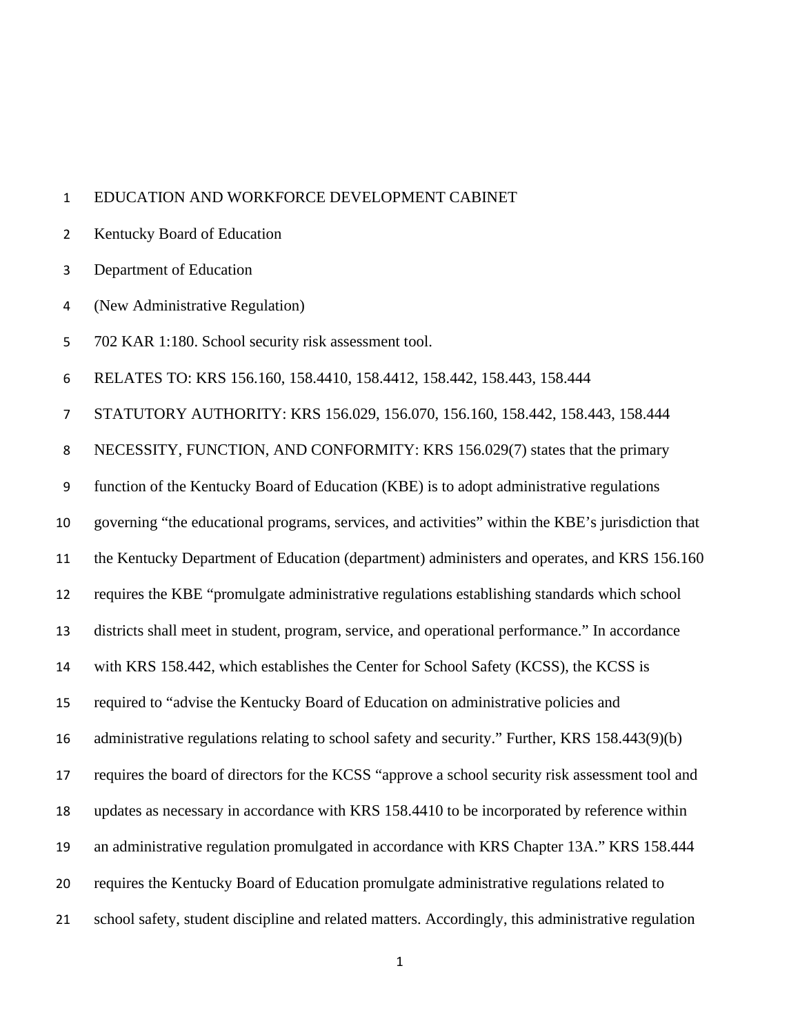EDUCATION AND WORKFORCE DEVELOPMENT CABINET

Kentucky Board of Education

Department of Education

(New Administrative Regulation)

702 KAR 1:180. School security risk assessment tool.

RELATES TO: KRS 156.160, 158.4410, 158.4412, 158.442, 158.443, 158.444

STATUTORY AUTHORITY: KRS 156.029, 156.070, 156.160, 158.442, 158.443, 158.444

NECESSITY, FUNCTION, AND CONFORMITY: KRS 156.029(7) states that the primary function of the Kentucky Board of Education (KBE) is to adopt administrative regulations governing "the educational programs, services, and activities" within the KBE's jurisdiction that the Kentucky Department of Education (department) administers and operates, and KRS 156.160 requires the KBE "promulgate administrative regulations establishing standards which school districts shall meet in student, program, service, and operational performance." In accordance with KRS 158.442, which establishes the Center for School Safety (KCSS), the KCSS is required to "advise the Kentucky Board of Education on administrative policies and administrative regulations relating to school safety and security." Further, KRS 158.443(9)(b) requires the board of directors for the KCSS "approve a school security risk assessment tool and updates as necessary in accordance with KRS 158.4410 to be incorporated by reference within an administrative regulation promulgated in accordance with KRS Chapter 13A." KRS 158.444 requires the Kentucky Board of Education promulgate administrative regulations related to school safety, student discipline and related matters. Accordingly, this administrative regulation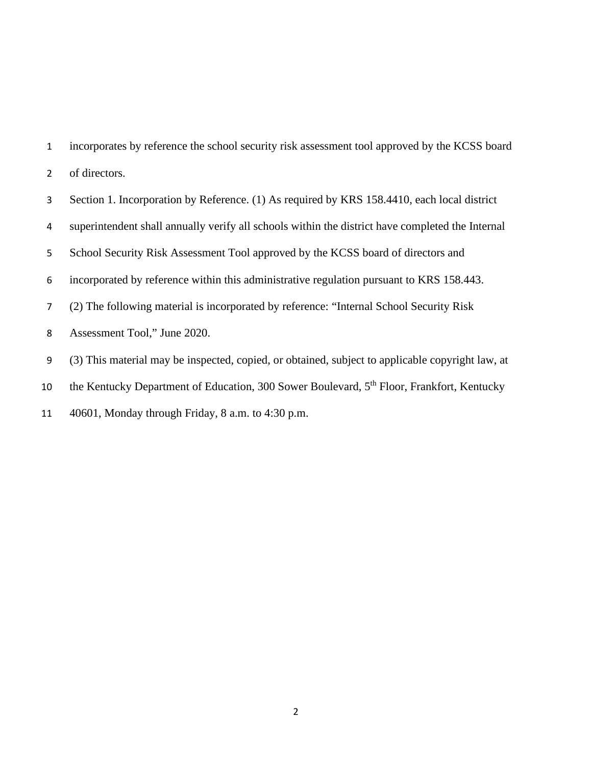incorporates by reference the school security risk assessment tool approved by the KCSS board of directors.

Section 1. Incorporation by Reference. (1) As required by KRS 158.4410, each local district superintendent shall annually verify all schools within the district have completed the Internal School Security Risk Assessment Tool approved by the KCSS board of directors and incorporated by reference within this administrative regulation pursuant to KRS 158.443.

(2) The following material is incorporated by reference: "Internal School Security Risk Assessment Tool," June 2020.

(3) This material may be inspected, copied, or obtained, subject to applicable copyright law, at the Kentucky Department of Education, 300 Sower Boulevard, 5th Floor, Frankfort, Kentucky 40601, Monday through Friday, 8 a.m. to 4:30 p.m.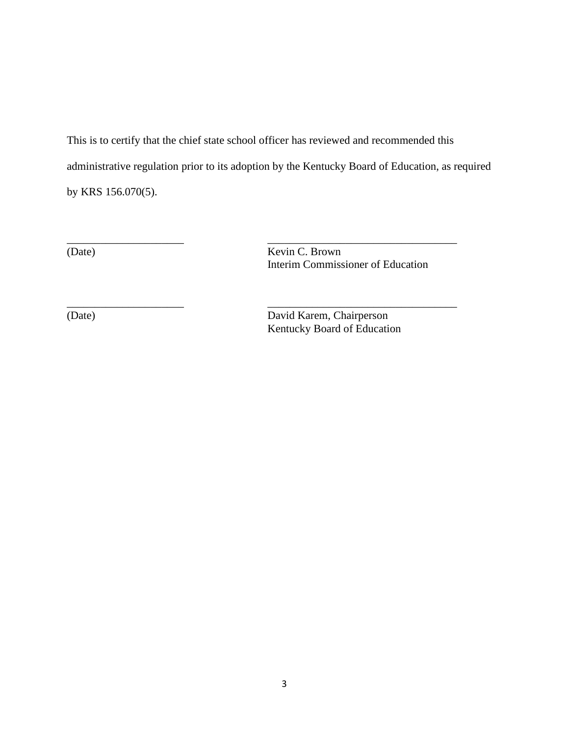This is to certify that the chief state school officer has reviewed and recommended this administrative regulation prior to its adoption by the Kentucky Board of Education, as required by KRS 156.070(5).

| | |
|---|---|
| _____________________ | __________________________________ |
| (Date) | Kevin C. Brown<br>Interim Commissioner of Education |
| _____________________ | __________________________________ |
| (Date) | David Karem, Chairperson<br>Kentucky Board of Education |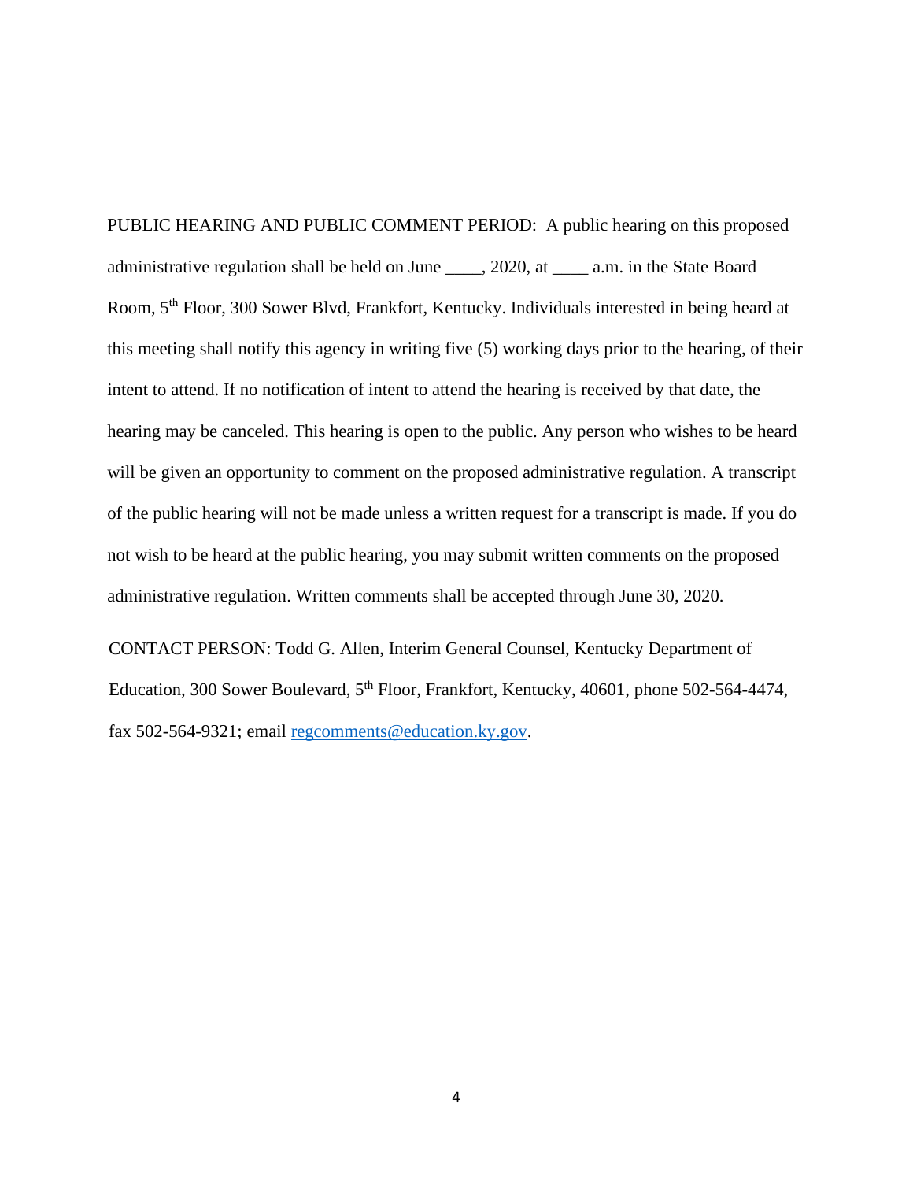PUBLIC HEARING AND PUBLIC COMMENT PERIOD: A public hearing on this proposed administrative regulation shall be held on June ____, 2020, at ____ a.m. in the State Board Room, 5th Floor, 300 Sower Blvd, Frankfort, Kentucky. Individuals interested in being heard at this meeting shall notify this agency in writing five (5) working days prior to the hearing, of their intent to attend. If no notification of intent to attend the hearing is received by that date, the hearing may be canceled. This hearing is open to the public. Any person who wishes to be heard will be given an opportunity to comment on the proposed administrative regulation. A transcript of the public hearing will not be made unless a written request for a transcript is made. If you do not wish to be heard at the public hearing, you may submit written comments on the proposed administrative regulation. Written comments shall be accepted through June 30, 2020.

CONTACT PERSON: Todd G. Allen, Interim General Counsel, Kentucky Department of Education, 300 Sower Boulevard, 5th Floor, Frankfort, Kentucky, 40601, phone 502-564-4474, fax 502-564-9321; email regcomments@education.ky.gov.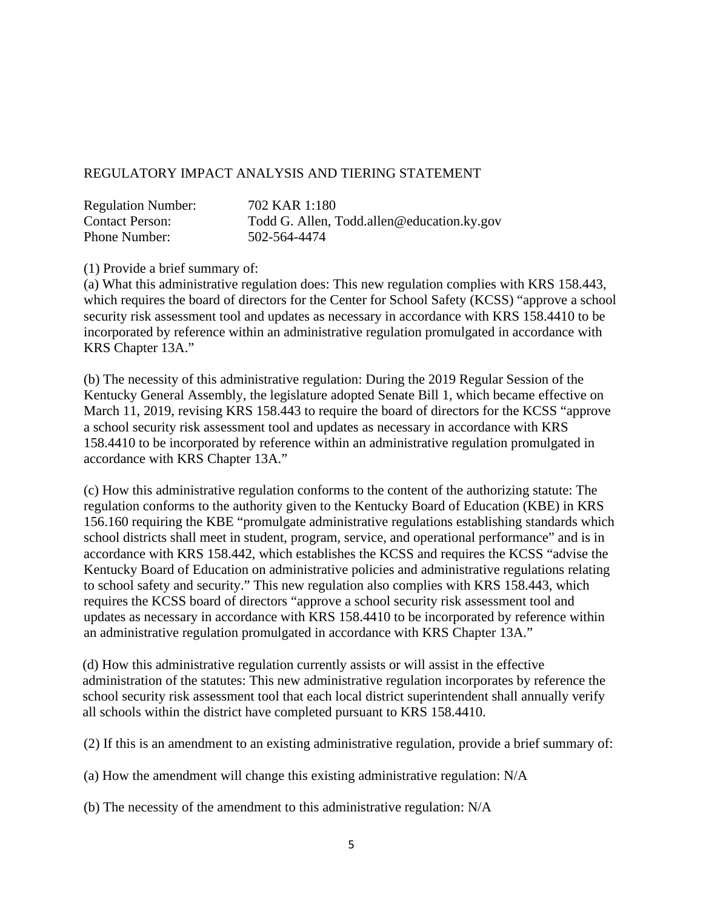REGULATORY IMPACT ANALYSIS AND TIERING STATEMENT

| | |
|---|---|
| Regulation Number: | 702 KAR 1:180 |
| Contact Person: | Todd G. Allen, Todd.allen@education.ky.gov |
| Phone Number: | 502-564-4474 |

(1) Provide a brief summary of:

(a) What this administrative regulation does: This new regulation complies with KRS 158.443, which requires the board of directors for the Center for School Safety (KCSS) "approve a school security risk assessment tool and updates as necessary in accordance with KRS 158.4410 to be incorporated by reference within an administrative regulation promulgated in accordance with KRS Chapter 13A."

(b) The necessity of this administrative regulation: During the 2019 Regular Session of the Kentucky General Assembly, the legislature adopted Senate Bill 1, which became effective on March 11, 2019, revising KRS 158.443 to require the board of directors for the KCSS "approve a school security risk assessment tool and updates as necessary in accordance with KRS 158.4410 to be incorporated by reference within an administrative regulation promulgated in accordance with KRS Chapter 13A."

(c) How this administrative regulation conforms to the content of the authorizing statute: The regulation conforms to the authority given to the Kentucky Board of Education (KBE) in KRS 156.160 requiring the KBE "promulgate administrative regulations establishing standards which school districts shall meet in student, program, service, and operational performance" and is in accordance with KRS 158.442, which establishes the KCSS and requires the KCSS "advise the Kentucky Board of Education on administrative policies and administrative regulations relating to school safety and security." This new regulation also complies with KRS 158.443, which requires the KCSS board of directors "approve a school security risk assessment tool and updates as necessary in accordance with KRS 158.4410 to be incorporated by reference within an administrative regulation promulgated in accordance with KRS Chapter 13A."

(d) How this administrative regulation currently assists or will assist in the effective administration of the statutes: This new administrative regulation incorporates by reference the school security risk assessment tool that each local district superintendent shall annually verify all schools within the district have completed pursuant to KRS 158.4410.

(2) If this is an amendment to an existing administrative regulation, provide a brief summary of:

(a) How the amendment will change this existing administrative regulation: N/A

(b) The necessity of the amendment to this administrative regulation: N/A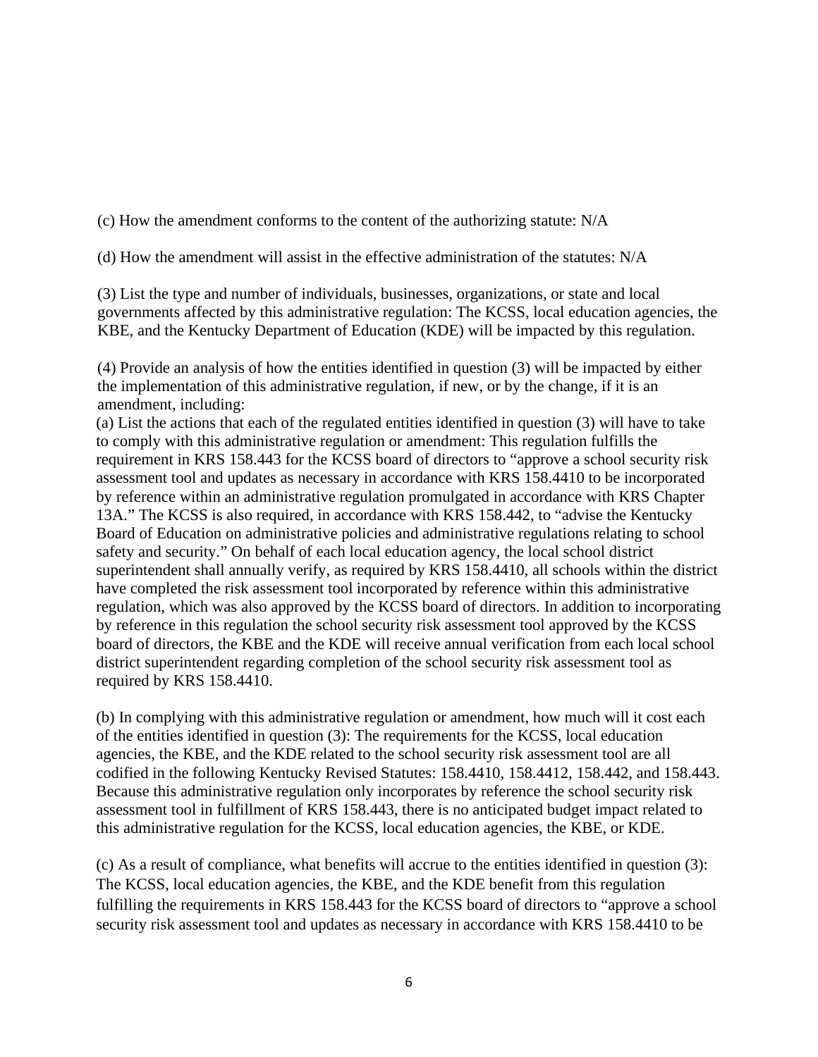(c) How the amendment conforms to the content of the authorizing statute: N/A

(d) How the amendment will assist in the effective administration of the statutes: N/A

(3) List the type and number of individuals, businesses, organizations, or state and local governments affected by this administrative regulation: The KCSS, local education agencies, the KBE, and the Kentucky Department of Education (KDE) will be impacted by this regulation.

(4) Provide an analysis of how the entities identified in question (3) will be impacted by either the implementation of this administrative regulation, if new, or by the change, if it is an amendment, including:

(a) List the actions that each of the regulated entities identified in question (3) will have to take to comply with this administrative regulation or amendment: This regulation fulfills the requirement in KRS 158.443 for the KCSS board of directors to "approve a school security risk assessment tool and updates as necessary in accordance with KRS 158.4410 to be incorporated by reference within an administrative regulation promulgated in accordance with KRS Chapter 13A." The KCSS is also required, in accordance with KRS 158.442, to "advise the Kentucky Board of Education on administrative policies and administrative regulations relating to school safety and security." On behalf of each local education agency, the local school district superintendent shall annually verify, as required by KRS 158.4410, all schools within the district have completed the risk assessment tool incorporated by reference within this administrative regulation, which was also approved by the KCSS board of directors. In addition to incorporating by reference in this regulation the school security risk assessment tool approved by the KCSS board of directors, the KBE and the KDE will receive annual verification from each local school district superintendent regarding completion of the school security risk assessment tool as required by KRS 158.4410.

(b) In complying with this administrative regulation or amendment, how much will it cost each of the entities identified in question (3): The requirements for the KCSS, local education agencies, the KBE, and the KDE related to the school security risk assessment tool are all codified in the following Kentucky Revised Statutes: 158.4410, 158.4412, 158.442, and 158.443. Because this administrative regulation only incorporates by reference the school security risk assessment tool in fulfillment of KRS 158.443, there is no anticipated budget impact related to this administrative regulation for the KCSS, local education agencies, the KBE, or KDE.

(c) As a result of compliance, what benefits will accrue to the entities identified in question (3): The KCSS, local education agencies, the KBE, and the KDE benefit from this regulation fulfilling the requirements in KRS 158.443 for the KCSS board of directors to "approve a school security risk assessment tool and updates as necessary in accordance with KRS 158.4410 to be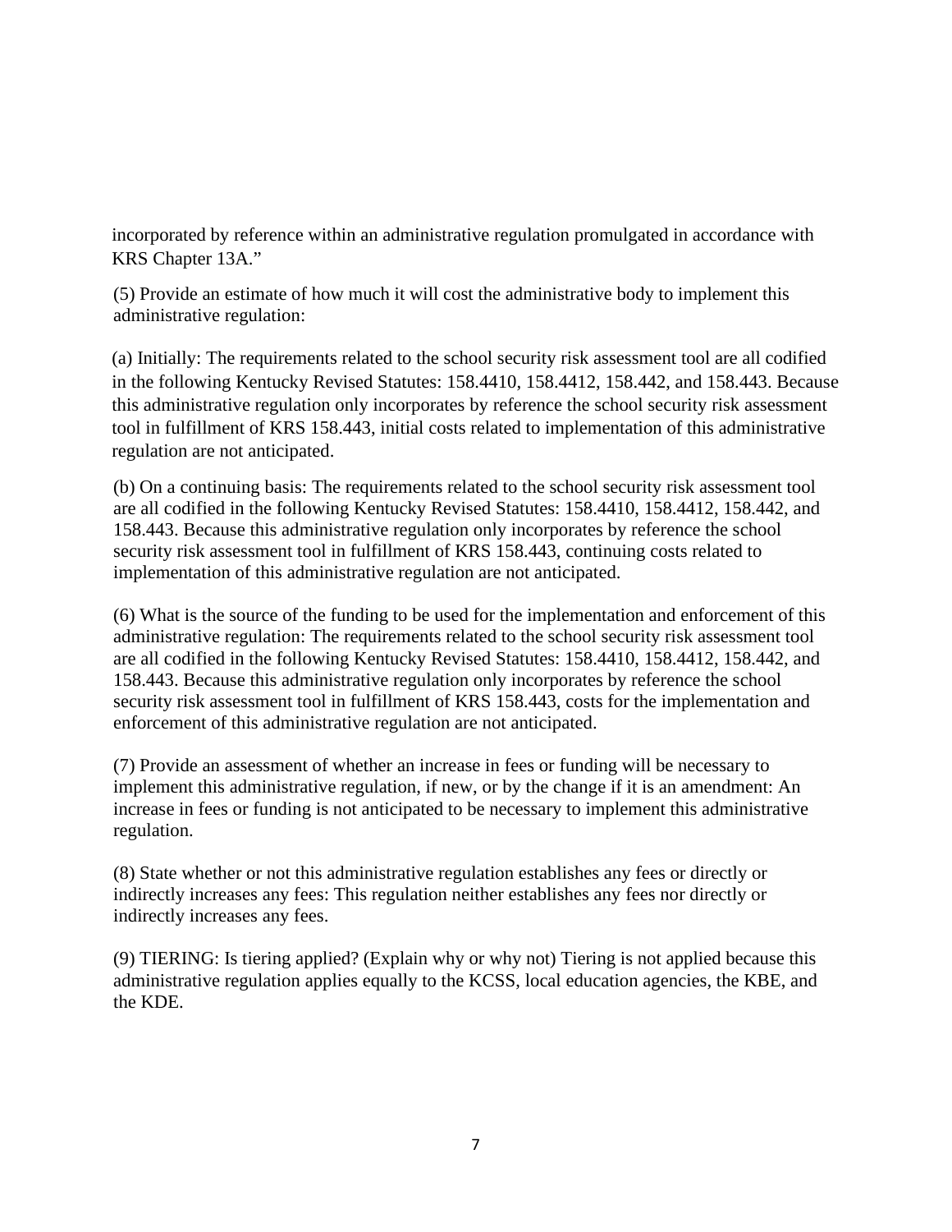incorporated by reference within an administrative regulation promulgated in accordance with KRS Chapter 13A."

(5) Provide an estimate of how much it will cost the administrative body to implement this administrative regulation:

(a) Initially: The requirements related to the school security risk assessment tool are all codified in the following Kentucky Revised Statutes: 158.4410, 158.4412, 158.442, and 158.443. Because this administrative regulation only incorporates by reference the school security risk assessment tool in fulfillment of KRS 158.443, initial costs related to implementation of this administrative regulation are not anticipated.

(b) On a continuing basis: The requirements related to the school security risk assessment tool are all codified in the following Kentucky Revised Statutes: 158.4410, 158.4412, 158.442, and 158.443. Because this administrative regulation only incorporates by reference the school security risk assessment tool in fulfillment of KRS 158.443, continuing costs related to implementation of this administrative regulation are not anticipated.

(6) What is the source of the funding to be used for the implementation and enforcement of this administrative regulation: The requirements related to the school security risk assessment tool are all codified in the following Kentucky Revised Statutes: 158.4410, 158.4412, 158.442, and 158.443. Because this administrative regulation only incorporates by reference the school security risk assessment tool in fulfillment of KRS 158.443, costs for the implementation and enforcement of this administrative regulation are not anticipated.

(7) Provide an assessment of whether an increase in fees or funding will be necessary to implement this administrative regulation, if new, or by the change if it is an amendment: An increase in fees or funding is not anticipated to be necessary to implement this administrative regulation.

(8) State whether or not this administrative regulation establishes any fees or directly or indirectly increases any fees: This regulation neither establishes any fees nor directly or indirectly increases any fees.

(9) TIERING: Is tiering applied? (Explain why or why not) Tiering is not applied because this administrative regulation applies equally to the KCSS, local education agencies, the KBE, and the KDE.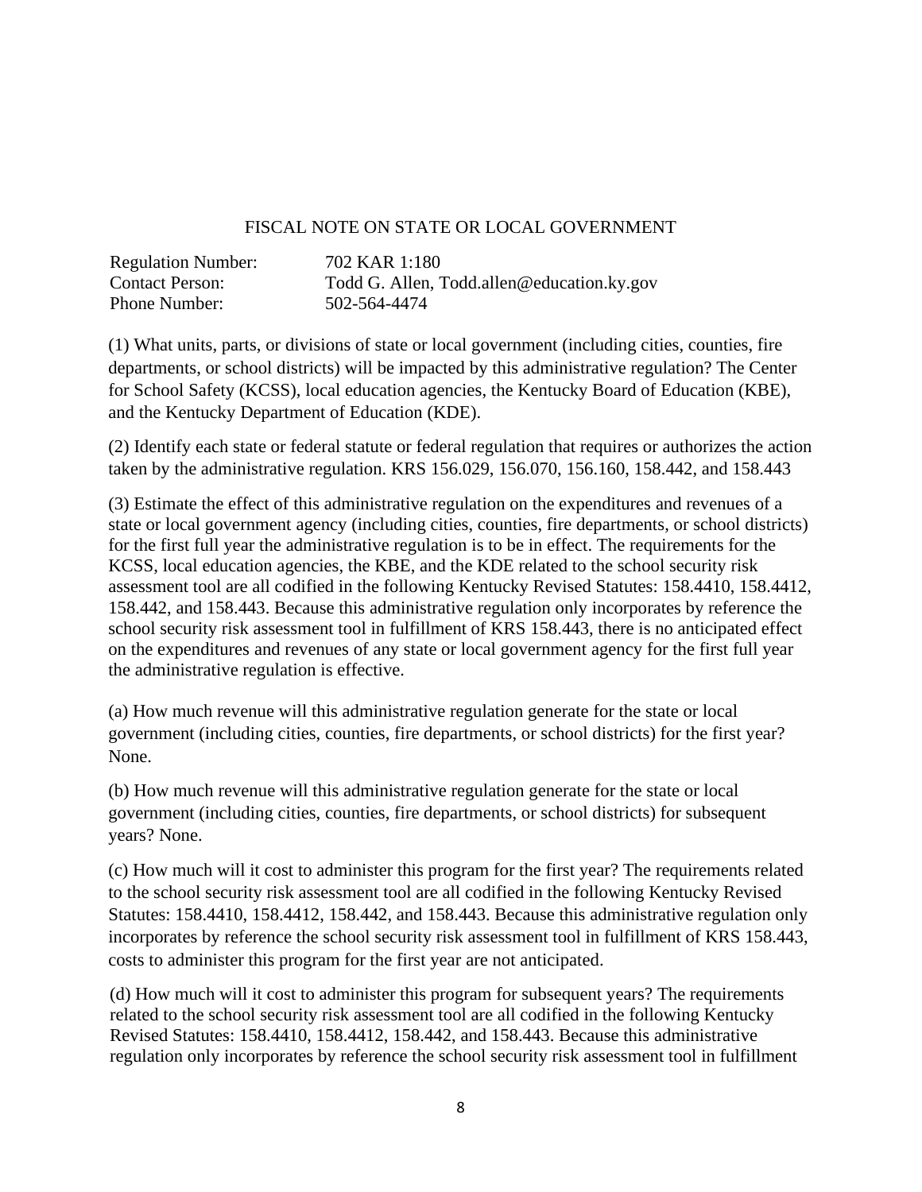FISCAL NOTE ON STATE OR LOCAL GOVERNMENT

| | |
|---|---|
| Regulation Number: | 702 KAR 1:180 |
| Contact Person: | Todd G. Allen, Todd.allen@education.ky.gov |
| Phone Number: | 502-564-4474 |

(1) What units, parts, or divisions of state or local government (including cities, counties, fire departments, or school districts) will be impacted by this administrative regulation? The Center for School Safety (KCSS), local education agencies, the Kentucky Board of Education (KBE), and the Kentucky Department of Education (KDE).

(2) Identify each state or federal statute or federal regulation that requires or authorizes the action taken by the administrative regulation. KRS 156.029, 156.070, 156.160, 158.442, and 158.443

(3) Estimate the effect of this administrative regulation on the expenditures and revenues of a state or local government agency (including cities, counties, fire departments, or school districts) for the first full year the administrative regulation is to be in effect. The requirements for the KCSS, local education agencies, the KBE, and the KDE related to the school security risk assessment tool are all codified in the following Kentucky Revised Statutes: 158.4410, 158.4412, 158.442, and 158.443. Because this administrative regulation only incorporates by reference the school security risk assessment tool in fulfillment of KRS 158.443, there is no anticipated effect on the expenditures and revenues of any state or local government agency for the first full year the administrative regulation is effective.

(a) How much revenue will this administrative regulation generate for the state or local government (including cities, counties, fire departments, or school districts) for the first year? None.

(b) How much revenue will this administrative regulation generate for the state or local government (including cities, counties, fire departments, or school districts) for subsequent years? None.

(c) How much will it cost to administer this program for the first year? The requirements related to the school security risk assessment tool are all codified in the following Kentucky Revised Statutes: 158.4410, 158.4412, 158.442, and 158.443. Because this administrative regulation only incorporates by reference the school security risk assessment tool in fulfillment of KRS 158.443, costs to administer this program for the first year are not anticipated.

(d) How much will it cost to administer this program for subsequent years? The requirements related to the school security risk assessment tool are all codified in the following Kentucky Revised Statutes: 158.4410, 158.4412, 158.442, and 158.443. Because this administrative regulation only incorporates by reference the school security risk assessment tool in fulfillment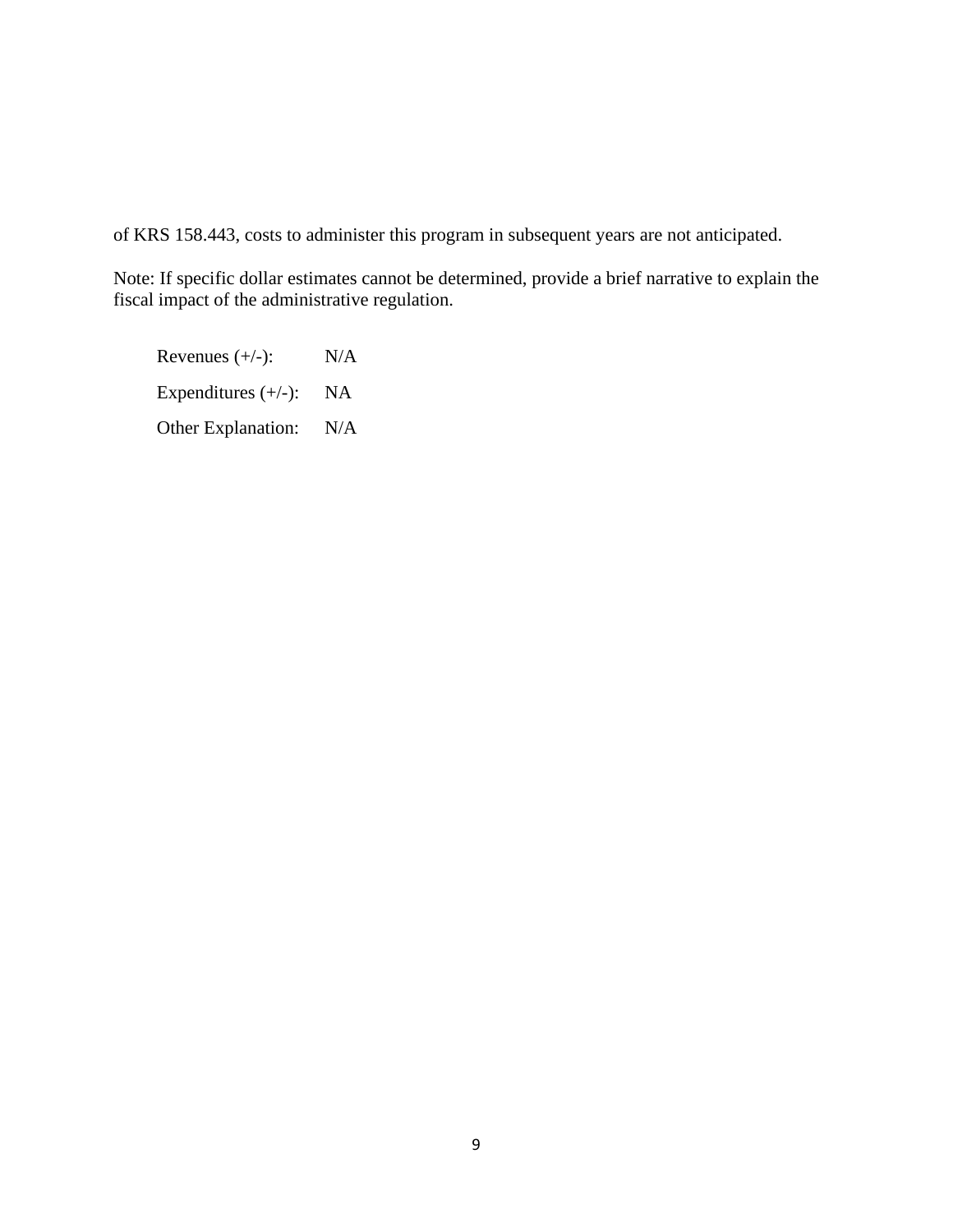of KRS 158.443, costs to administer this program in subsequent years are not anticipated.

Note: If specific dollar estimates cannot be determined, provide a brief narrative to explain the fiscal impact of the administrative regulation.

Revenues (+/-): N/A

Expenditures (+/-): NA

Other Explanation: N/A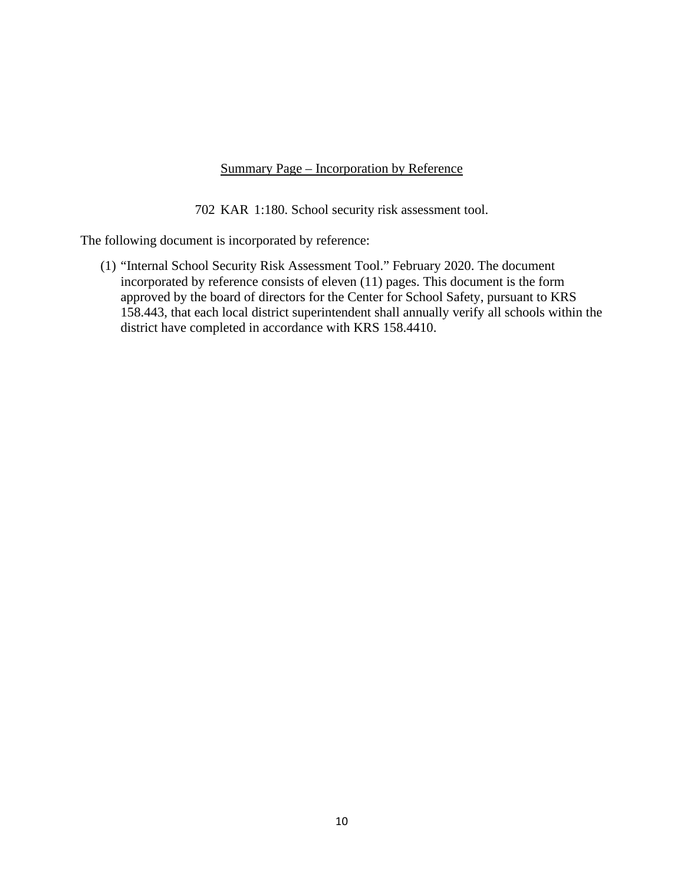<u>Summary Page – Incorporation by Reference</u>

702 KAR 1:180. School security risk assessment tool.

The following document is incorporated by reference:

(1) "Internal School Security Risk Assessment Tool." February 2020. The document incorporated by reference consists of eleven (11) pages. This document is the form approved by the board of directors for the Center for School Safety, pursuant to KRS 158.443, that each local district superintendent shall annually verify all schools within the district have completed in accordance with KRS 158.4410.